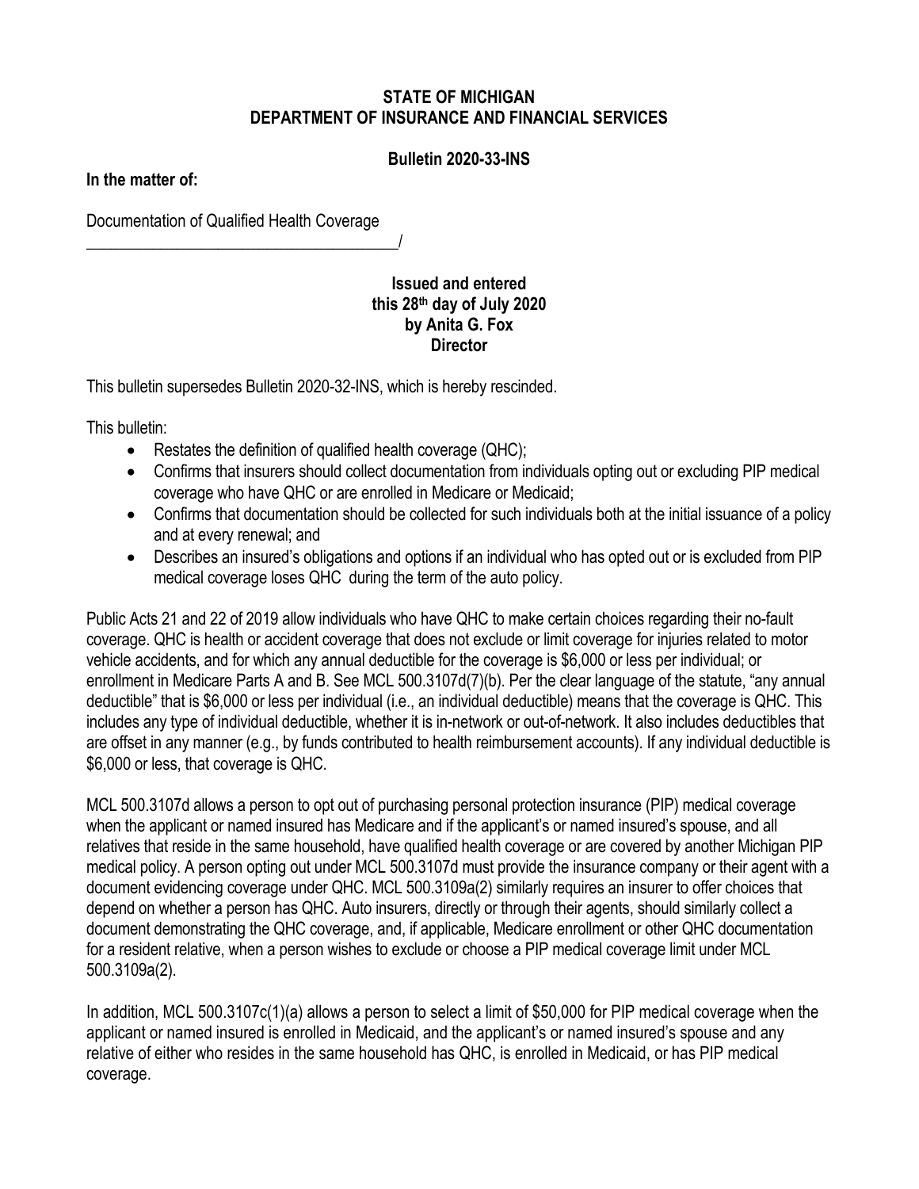**STATE OF MICHIGAN**
**DEPARTMENT OF INSURANCE AND FINANCIAL SERVICES**

**Bulletin 2020-33-INS**

**In the matter of:**

Documentation of Qualified Health Coverage
_______________________________________/

**Issued and entered**
**this 28th day of July 2020**
**by Anita G. Fox**
**Director**

This bulletin supersedes Bulletin 2020-32-INS, which is hereby rescinded.

This bulletin:

- Restates the definition of qualified health coverage (QHC);
- Confirms that insurers should collect documentation from individuals opting out or excluding PIP medical coverage who have QHC or are enrolled in Medicare or Medicaid;
- Confirms that documentation should be collected for such individuals both at the initial issuance of a policy and at every renewal; and
- Describes an insured's obligations and options if an individual who has opted out or is excluded from PIP medical coverage loses QHC during the term of the auto policy.

Public Acts 21 and 22 of 2019 allow individuals who have QHC to make certain choices regarding their no-fault coverage. QHC is health or accident coverage that does not exclude or limit coverage for injuries related to motor vehicle accidents, and for which any annual deductible for the coverage is $6,000 or less per individual; or enrollment in Medicare Parts A and B. See MCL 500.3107d(7)(b). Per the clear language of the statute, "any annual deductible" that is $6,000 or less per individual (i.e., an individual deductible) means that the coverage is QHC. This includes any type of individual deductible, whether it is in-network or out-of-network. It also includes deductibles that are offset in any manner (e.g., by funds contributed to health reimbursement accounts). If any individual deductible is $6,000 or less, that coverage is QHC.

MCL 500.3107d allows a person to opt out of purchasing personal protection insurance (PIP) medical coverage when the applicant or named insured has Medicare and if the applicant's or named insured's spouse, and all relatives that reside in the same household, have qualified health coverage or are covered by another Michigan PIP medical policy. A person opting out under MCL 500.3107d must provide the insurance company or their agent with a document evidencing coverage under QHC. MCL 500.3109a(2) similarly requires an insurer to offer choices that depend on whether a person has QHC. Auto insurers, directly or through their agents, should similarly collect a document demonstrating the QHC coverage, and, if applicable, Medicare enrollment or other QHC documentation for a resident relative, when a person wishes to exclude or choose a PIP medical coverage limit under MCL 500.3109a(2).

In addition, MCL 500.3107c(1)(a) allows a person to select a limit of $50,000 for PIP medical coverage when the applicant or named insured is enrolled in Medicaid, and the applicant's or named insured's spouse and any relative of either who resides in the same household has QHC, is enrolled in Medicaid, or has PIP medical coverage.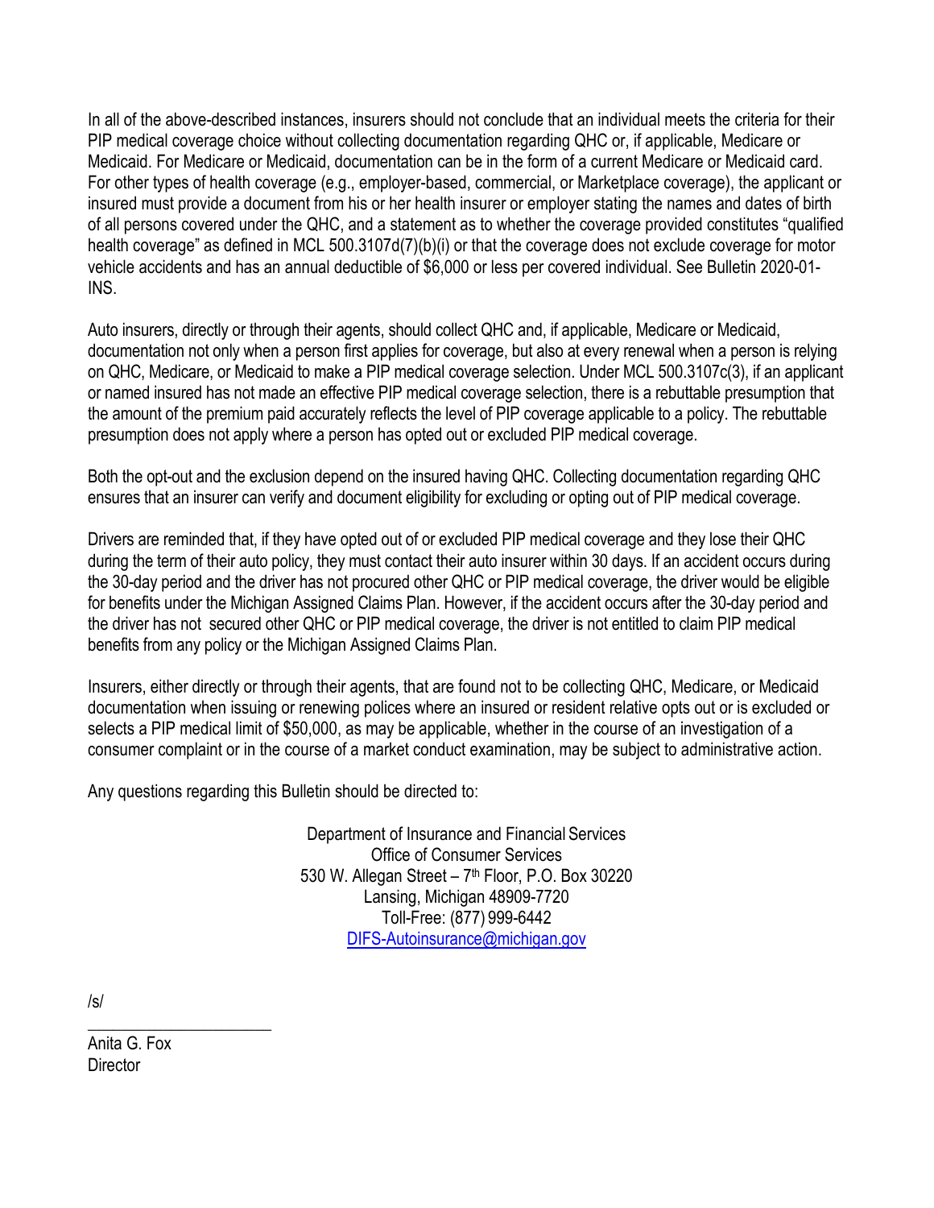In all of the above-described instances, insurers should not conclude that an individual meets the criteria for their PIP medical coverage choice without collecting documentation regarding QHC or, if applicable, Medicare or Medicaid. For Medicare or Medicaid, documentation can be in the form of a current Medicare or Medicaid card. For other types of health coverage (e.g., employer-based, commercial, or Marketplace coverage), the applicant or insured must provide a document from his or her health insurer or employer stating the names and dates of birth of all persons covered under the QHC, and a statement as to whether the coverage provided constitutes "qualified health coverage" as defined in MCL 500.3107d(7)(b)(i) or that the coverage does not exclude coverage for motor vehicle accidents and has an annual deductible of $6,000 or less per covered individual. See Bulletin 2020-01-INS.

Auto insurers, directly or through their agents, should collect QHC and, if applicable, Medicare or Medicaid, documentation not only when a person first applies for coverage, but also at every renewal when a person is relying on QHC, Medicare, or Medicaid to make a PIP medical coverage selection. Under MCL 500.3107c(3), if an applicant or named insured has not made an effective PIP medical coverage selection, there is a rebuttable presumption that the amount of the premium paid accurately reflects the level of PIP coverage applicable to a policy. The rebuttable presumption does not apply where a person has opted out or excluded PIP medical coverage.

Both the opt-out and the exclusion depend on the insured having QHC. Collecting documentation regarding QHC ensures that an insurer can verify and document eligibility for excluding or opting out of PIP medical coverage.

Drivers are reminded that, if they have opted out of or excluded PIP medical coverage and they lose their QHC during the term of their auto policy, they must contact their auto insurer within 30 days. If an accident occurs during the 30-day period and the driver has not procured other QHC or PIP medical coverage, the driver would be eligible for benefits under the Michigan Assigned Claims Plan. However, if the accident occurs after the 30-day period and the driver has not secured other QHC or PIP medical coverage, the driver is not entitled to claim PIP medical benefits from any policy or the Michigan Assigned Claims Plan.

Insurers, either directly or through their agents, that are found not to be collecting QHC, Medicare, or Medicaid documentation when issuing or renewing polices where an insured or resident relative opts out or is excluded or selects a PIP medical limit of $50,000, as may be applicable, whether in the course of an investigation of a consumer complaint or in the course of a market conduct examination, may be subject to administrative action.

Any questions regarding this Bulletin should be directed to:

Department of Insurance and Financial Services
Office of Consumer Services
530 W. Allegan Street – 7th Floor, P.O. Box 30220
Lansing, Michigan 48909-7720
Toll-Free: (877) 999-6442
DIFS-Autoinsurance@michigan.gov

/s/

Anita G. Fox
Director